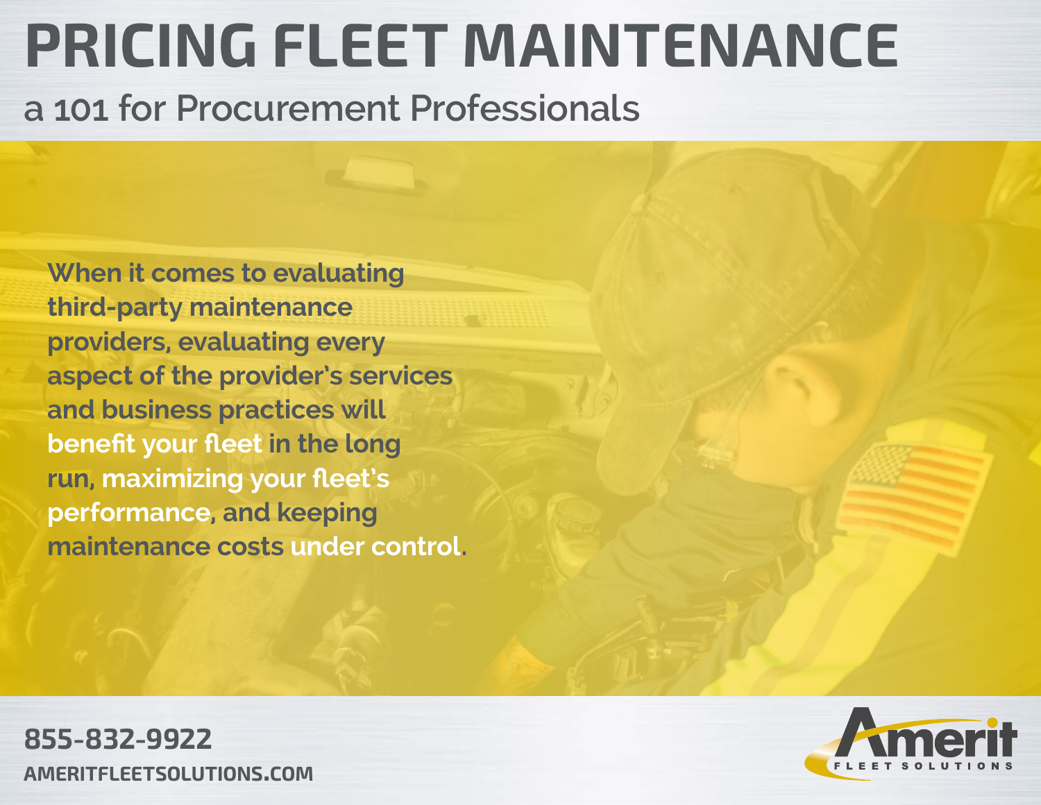# PRICING FLEET MAINTENANCE

## a 101 for Procurement Professionals

**When it comes to evaluating third-party maintenance providers, evaluating every aspect of the provider's services and business practices will benefit your fleet in the long run, maximizing your fleet's performance, and keeping maintenance costs under control.**

**855-832-9922**

**AMERITFLEETSOLUTIONS.COM**

Amerit FLEET SOLUTIONS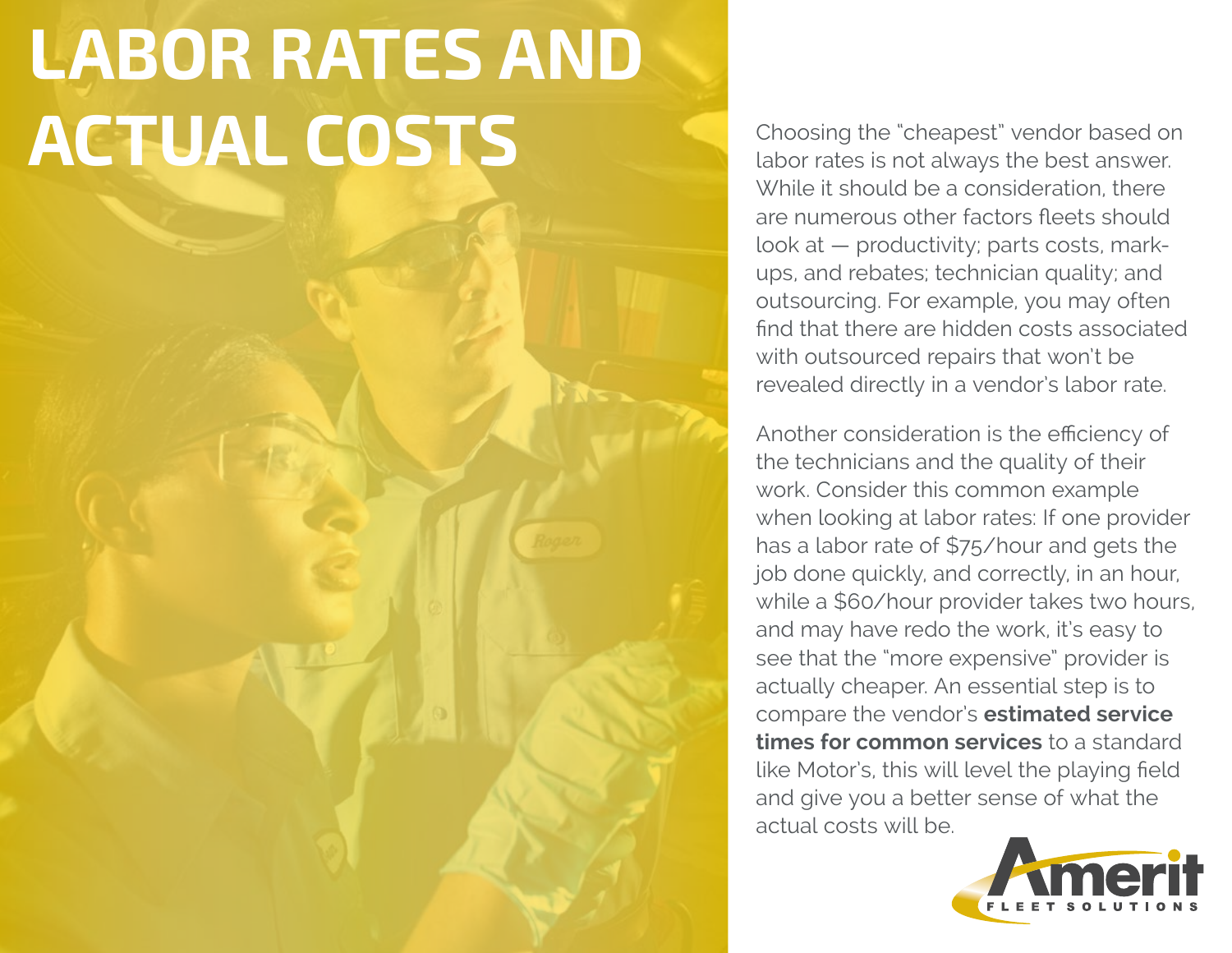# LABOR RATES AND ACTUAL COSTS

Choosing the "cheapest" vendor based on labor rates is not always the best answer. While it should be a consideration, there are numerous other factors fleets should look at — productivity; parts costs, mark-ups, and rebates; technician quality; and outsourcing. For example, you may often find that there are hidden costs associated with outsourced repairs that won't be revealed directly in a vendor's labor rate.

Another consideration is the efficiency of the technicians and the quality of their work. Consider this common example when looking at labor rates: If one provider has a labor rate of $75/hour and gets the job done quickly, and correctly, in an hour, while a $60/hour provider takes two hours, and may have redo the work, it's easy to see that the "more expensive" provider is actually cheaper. An essential step is to compare the vendor's **estimated service times for common services** to a standard like Motor's, this will level the playing field and give you a better sense of what the actual costs will be.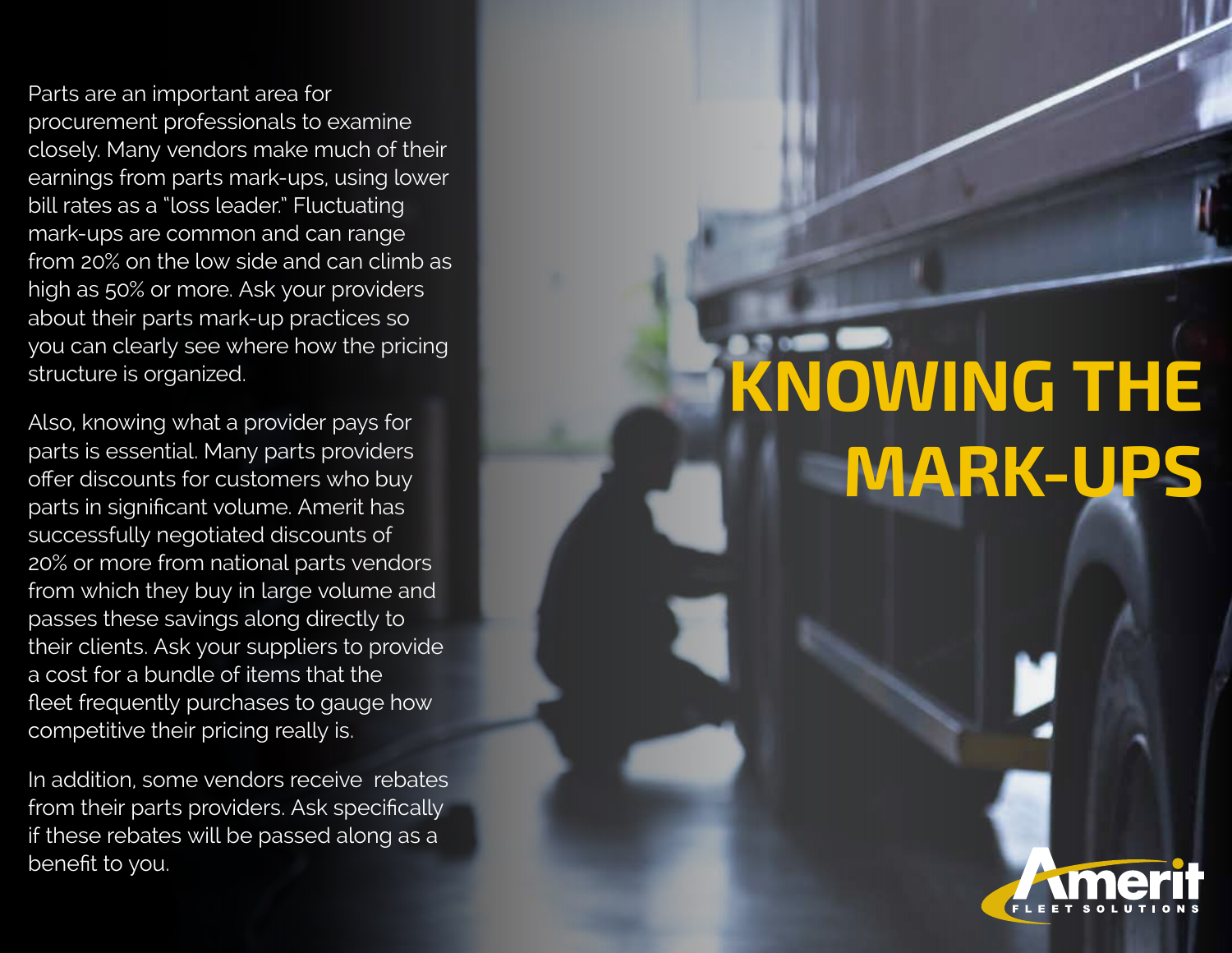# KNOWING THE MARK-UPS

Parts are an important area for procurement professionals to examine closely. Many vendors make much of their earnings from parts mark-ups, using lower bill rates as a "loss leader." Fluctuating mark-ups are common and can range from 20% on the low side and can climb as high as 50% or more. Ask your providers about their parts mark-up practices so you can clearly see where how the pricing structure is organized.

Also, knowing what a provider pays for parts is essential. Many parts providers offer discounts for customers who buy parts in significant volume. Amerit has successfully negotiated discounts of 20% or more from national parts vendors from which they buy in large volume and passes these savings along directly to their clients. Ask your suppliers to provide a cost for a bundle of items that the fleet frequently purchases to gauge how competitive their pricing really is.

In addition, some vendors receive rebates from their parts providers. Ask specifically if these rebates will be passed along as a benefit to you.

Amerit FLEET SOLUTIONS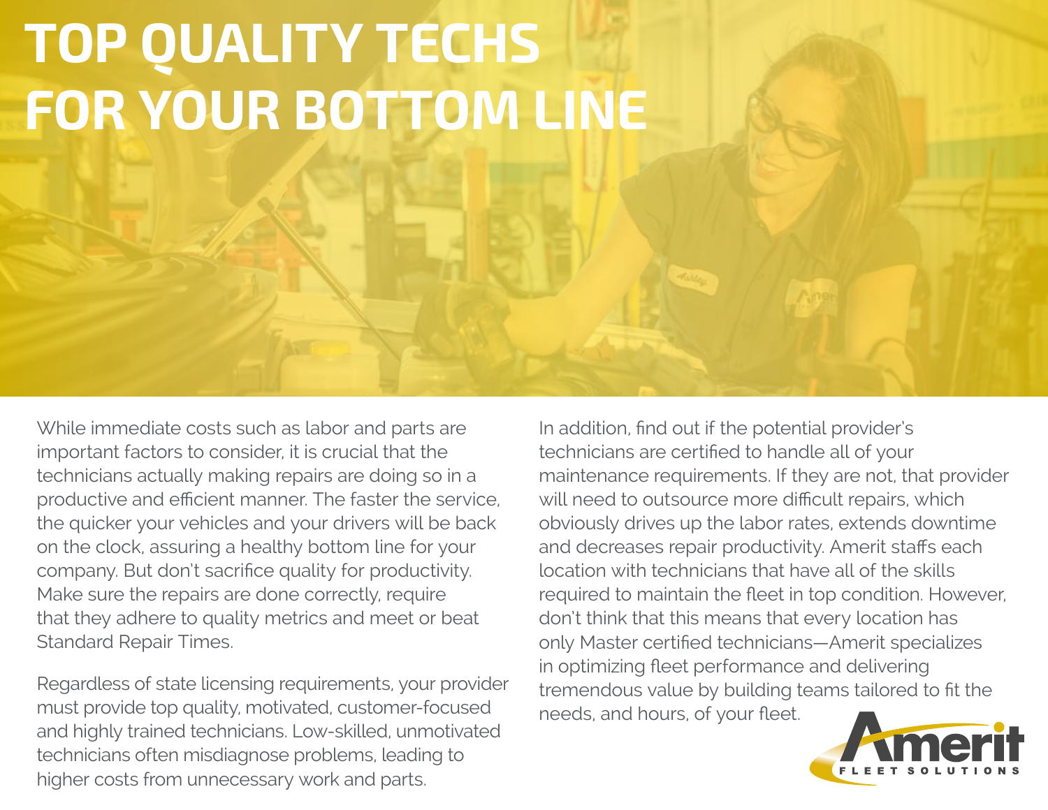# TOP QUALITY TECHS FOR YOUR BOTTOM LINE

While immediate costs such as labor and parts are important factors to consider, it is crucial that the technicians actually making repairs are doing so in a productive and efficient manner. The faster the service, the quicker your vehicles and your drivers will be back on the clock, assuring a healthy bottom line for your company. But don't sacrifice quality for productivity. Make sure the repairs are done correctly, require that they adhere to quality metrics and meet or beat Standard Repair Times.

Regardless of state licensing requirements, your provider must provide top quality, motivated, customer-focused and highly trained technicians. Low-skilled, unmotivated technicians often misdiagnose problems, leading to higher costs from unnecessary work and parts.

In addition, find out if the potential provider's technicians are certified to handle all of your maintenance requirements. If they are not, that provider will need to outsource more difficult repairs, which obviously drives up the labor rates, extends downtime and decreases repair productivity. Amerit staffs each location with technicians that have all of the skills required to maintain the fleet in top condition. However, don't think that this means that every location has only Master certified technicians—Amerit specializes in optimizing fleet performance and delivering tremendous value by building teams tailored to fit the needs, and hours, of your fleet.

Amerit FLEET SOLUTIONS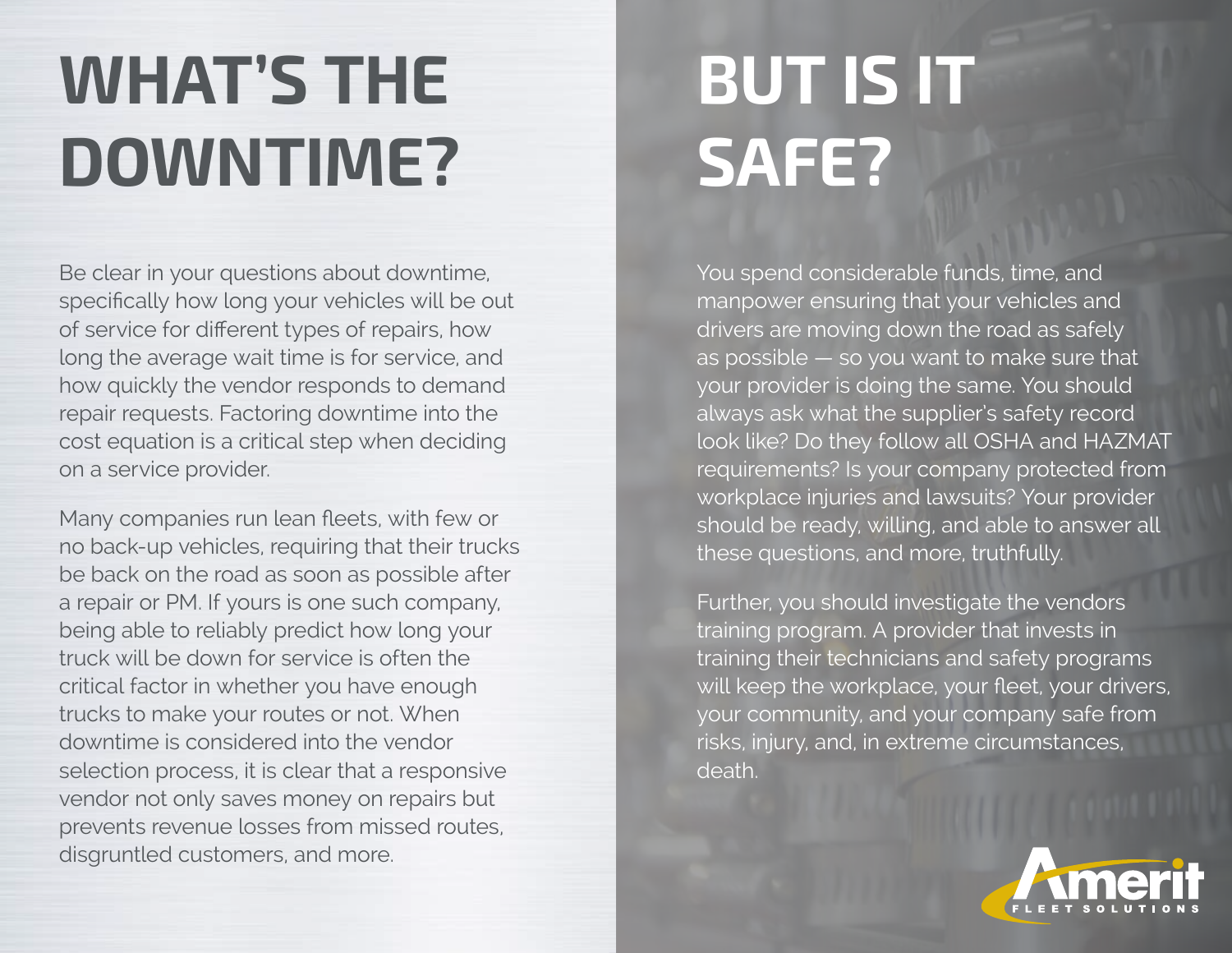# WHAT'S THE DOWNTIME?

Be clear in your questions about downtime, specifically how long your vehicles will be out of service for different types of repairs, how long the average wait time is for service, and how quickly the vendor responds to demand repair requests. Factoring downtime into the cost equation is a critical step when deciding on a service provider.

Many companies run lean fleets, with few or no back-up vehicles, requiring that their trucks be back on the road as soon as possible after a repair or PM. If yours is one such company, being able to reliably predict how long your truck will be down for service is often the critical factor in whether you have enough trucks to make your routes or not. When downtime is considered into the vendor selection process, it is clear that a responsive vendor not only saves money on repairs but prevents revenue losses from missed routes, disgruntled customers, and more.

# BUT IS IT SAFE?

You spend considerable funds, time, and manpower ensuring that your vehicles and drivers are moving down the road as safely as possible — so you want to make sure that your provider is doing the same. You should always ask what the supplier's safety record look like? Do they follow all OSHA and HAZMAT requirements? Is your company protected from workplace injuries and lawsuits? Your provider should be ready, willing, and able to answer all these questions, and more, truthfully.

Further, you should investigate the vendors training program. A provider that invests in training their technicians and safety programs will keep the workplace, your fleet, your drivers, your community, and your company safe from risks, injury, and, in extreme circumstances, death.

Amerit FLEET SOLUTIONS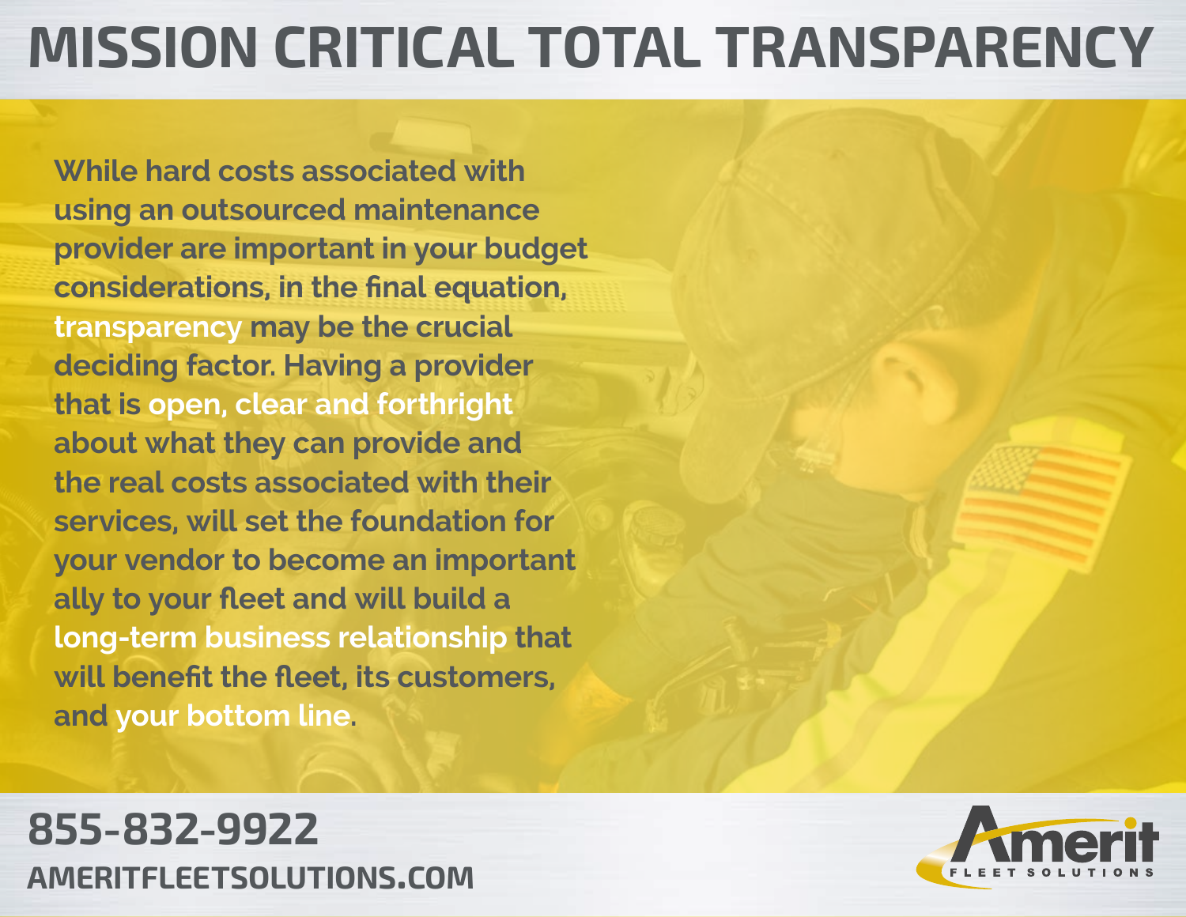# MISSION CRITICAL TOTAL TRANSPARENCY

While hard costs associated with using an outsourced maintenance provider are important in your budget considerations, in the final equation, **transparency** may be the crucial deciding factor. Having a provider that is **open, clear and forthright** about what they can provide and the real costs associated with their services, will set the foundation for your vendor to become an important ally to your fleet and will build a **long-term business relationship** that will benefit the fleet, its customers, and **your bottom line**.

**855-832-9922**

**AMERITFLEETSOLUTIONS.COM**

Amerit FLEET SOLUTIONS